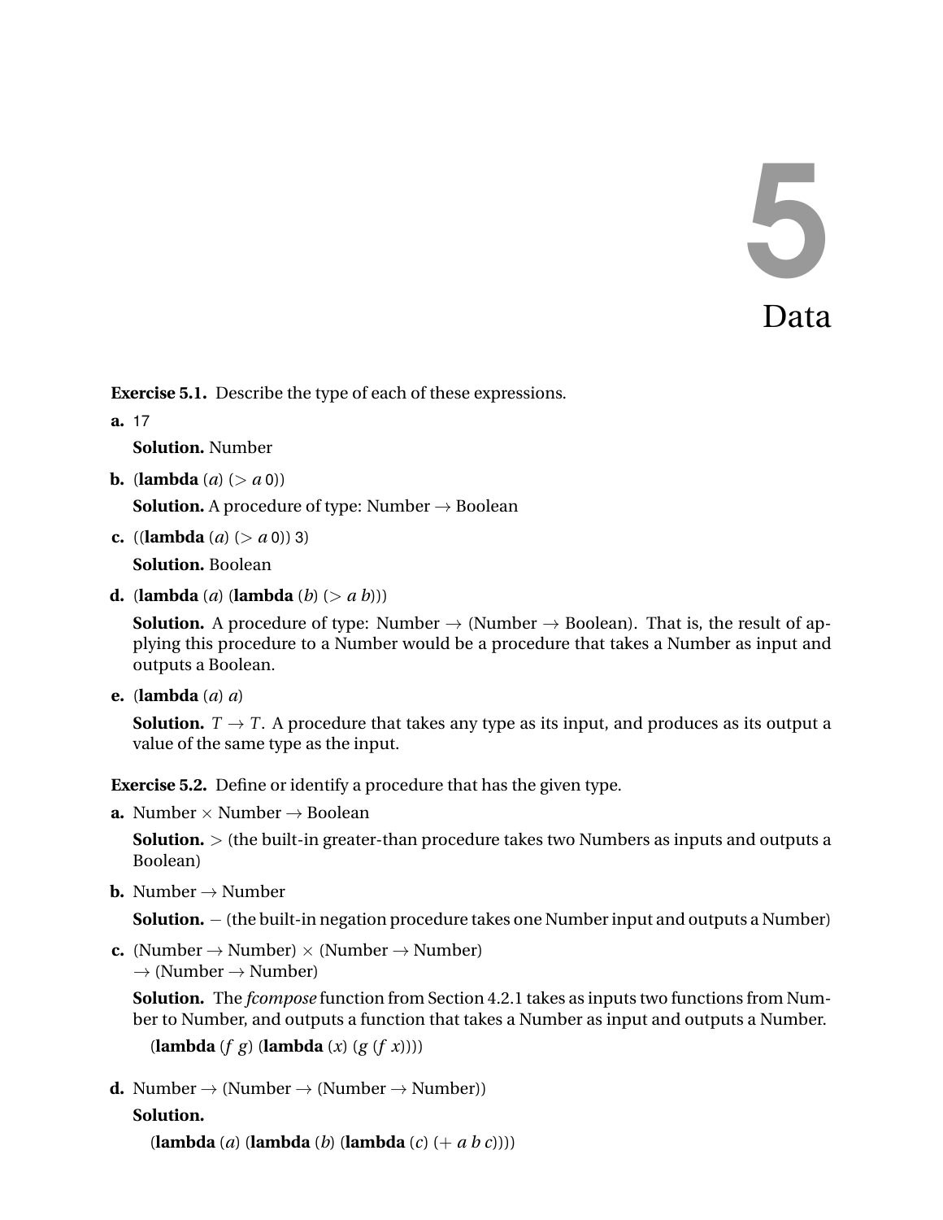# 5 Data

**Exercise 5.1.** Describe the type of each of these expressions.

**a.** 17

**Solution.** Number

**b.** (**lambda** (*a*) (> *a* 0))

**Solution.** A procedure of type: Number → Boolean

**c.** ((**lambda** (*a*) (> *a* 0)) 3)

**Solution.** Boolean

**d.** (**lambda** (*a*) (**lambda** (*b*) (> *a b*)))

**Solution.** A procedure of type: Number → (Number → Boolean). That is, the result of applying this procedure to a Number would be a procedure that takes a Number as input and outputs a Boolean.

**e.** (**lambda** (*a*) *a*)

**Solution.** $T \to T$. A procedure that takes any type as its input, and produces as its output a value of the same type as the input.

**Exercise 5.2.** Define or identify a procedure that has the given type.

**a.** Number × Number → Boolean

**Solution.** > (the built-in greater-than procedure takes two Numbers as inputs and outputs a Boolean)

**b.** Number → Number

**Solution.** − (the built-in negation procedure takes one Number input and outputs a Number)

**c.** (Number → Number) × (Number → Number) → (Number → Number)

**Solution.** The *fcompose* function from Section 4.2.1 takes as inputs two functions from Number to Number, and outputs a function that takes a Number as input and outputs a Number.

```
(lambda (f g) (lambda (x) (g (f x))))
```

**d.** Number → (Number → (Number → Number))

**Solution.**

```
(lambda (a) (lambda (b) (lambda (c) (+ a b c))))
```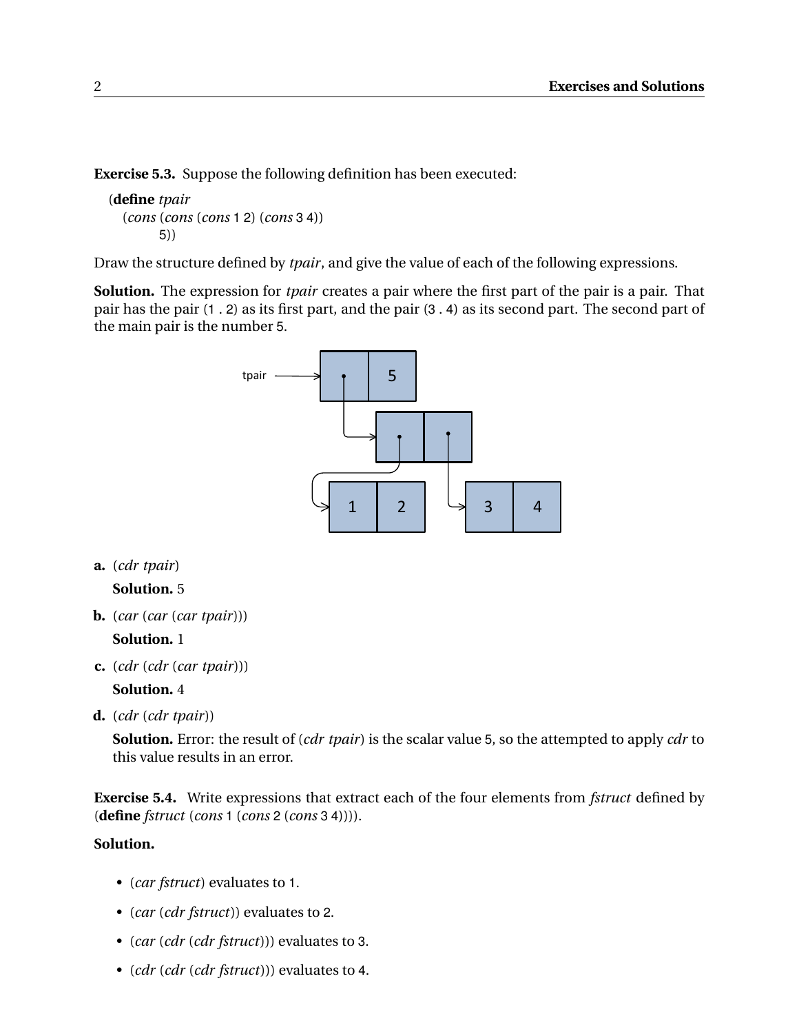**Exercise 5.3.** Suppose the following definition has been executed:

```
(define tpair
  (cons (cons (cons 1 2) (cons 3 4))
        5))
```

Draw the structure defined by *tpair*, and give the value of each of the following expressions.

**Solution.** The expression for *tpair* creates a pair where the first part of the pair is a pair. That pair has the pair (1 . 2) as its first part, and the pair (3 . 4) as its second part. The second part of the main pair is the number 5.

**a.** (*cdr tpair*)

**Solution.** 5

**b.** (*car* (*car* (*car tpair*)))

**Solution.** 1

**c.** (*cdr* (*cdr* (*car tpair*)))

**Solution.** 4

**d.** (*cdr* (*cdr tpair*))

**Solution.** Error: the result of (*cdr tpair*) is the scalar value 5, so the attempted to apply *cdr* to this value results in an error.

**Exercise 5.4.** Write expressions that extract each of the four elements from *fstruct* defined by (**define** *fstruct* (*cons* 1 (*cons* 2 (*cons* 3 4)))).

**Solution.**

- (*car fstruct*) evaluates to 1.
- (*car* (*cdr fstruct*)) evaluates to 2.
- (*car* (*cdr* (*cdr fstruct*))) evaluates to 3.
- (*cdr* (*cdr* (*cdr fstruct*))) evaluates to 4.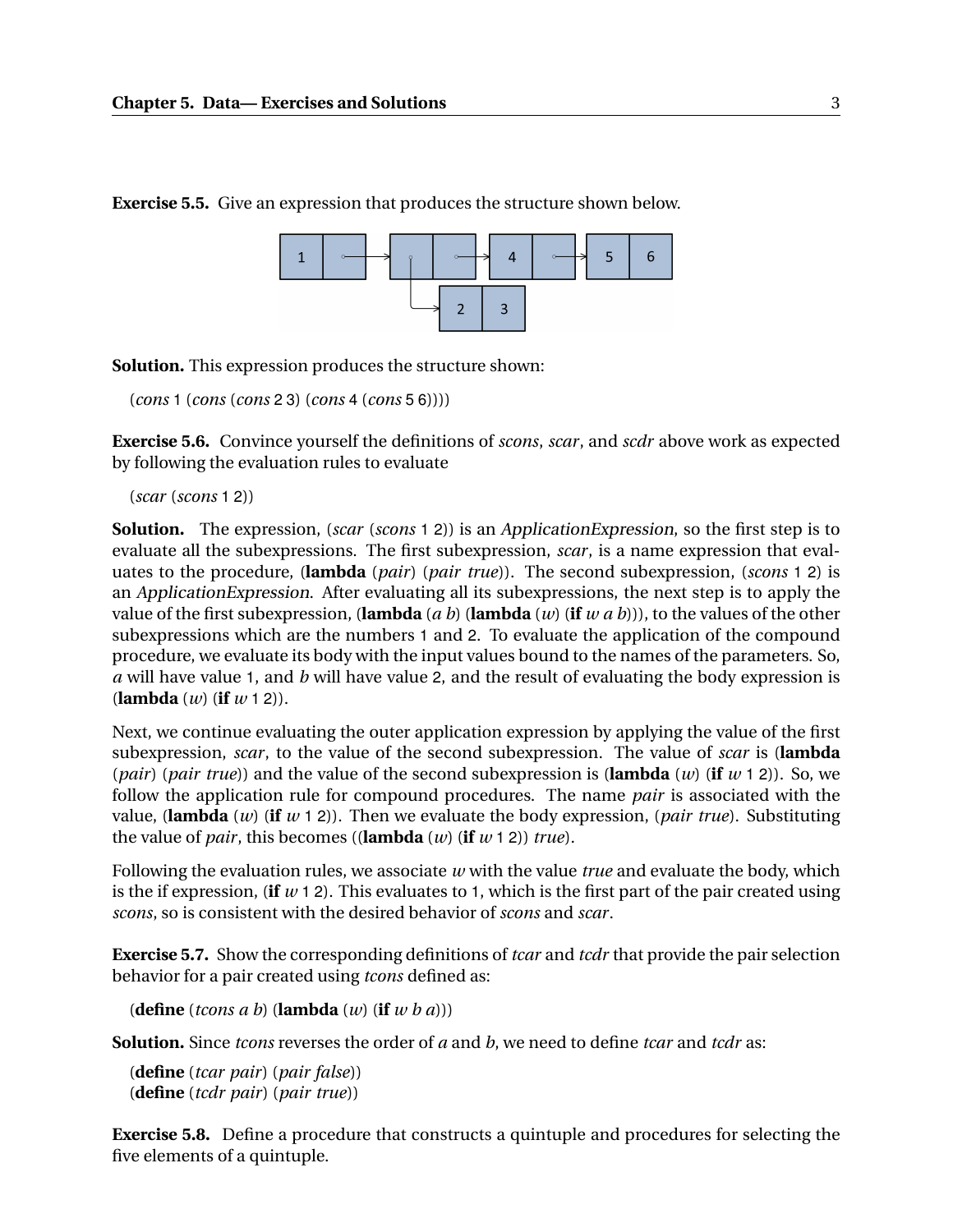**Exercise 5.5.** Give an expression that produces the structure shown below.

**Solution.** This expression produces the structure shown:

```
(cons 1 (cons (cons 2 3) (cons 4 (cons 5 6))))
```

**Exercise 5.6.** Convince yourself the definitions of *scons*, *scar*, and *scdr* above work as expected by following the evaluation rules to evaluate

```
(scar (scons 1 2))
```

**Solution.** The expression, (*scar* (*scons* 1 2)) is an *ApplicationExpression*, so the first step is to evaluate all the subexpressions. The first subexpression, *scar*, is a name expression that evaluates to the procedure, (**lambda** (*pair*) (*pair true*)). The second subexpression, (*scons* 1 2) is an *ApplicationExpression*. After evaluating all its subexpressions, the next step is to apply the value of the first subexpression, (**lambda** (*a b*) (**lambda** (*w*) (**if** *w a b*))), to the values of the other subexpressions which are the numbers 1 and 2. To evaluate the application of the compound procedure, we evaluate its body with the input values bound to the names of the parameters. So, *a* will have value 1, and *b* will have value 2, and the result of evaluating the body expression is (**lambda** (*w*) (**if** *w* 1 2)).

Next, we continue evaluating the outer application expression by applying the value of the first subexpression, *scar*, to the value of the second subexpression. The value of *scar* is (**lambda** (*pair*) (*pair true*)) and the value of the second subexpression is (**lambda** (*w*) (**if** *w* 1 2)). So, we follow the application rule for compound procedures. The name *pair* is associated with the value, (**lambda** (*w*) (**if** *w* 1 2)). Then we evaluate the body expression, (*pair true*). Substituting the value of *pair*, this becomes ((**lambda** (*w*) (**if** *w* 1 2)) *true*).

Following the evaluation rules, we associate *w* with the value *true* and evaluate the body, which is the if expression, (**if** *w* 1 2). This evaluates to 1, which is the first part of the pair created using *scons*, so is consistent with the desired behavior of *scons* and *scar*.

**Exercise 5.7.** Show the corresponding definitions of *tcar* and *tcdr* that provide the pair selection behavior for a pair created using *tcons* defined as:

```
(define (tcons a b) (lambda (w) (if w b a)))
```

**Solution.** Since *tcons* reverses the order of *a* and *b*, we need to define *tcar* and *tcdr* as:

```
(define (tcar pair) (pair false))
(define (tcdr pair) (pair true))
```

**Exercise 5.8.** Define a procedure that constructs a quintuple and procedures for selecting the five elements of a quintuple.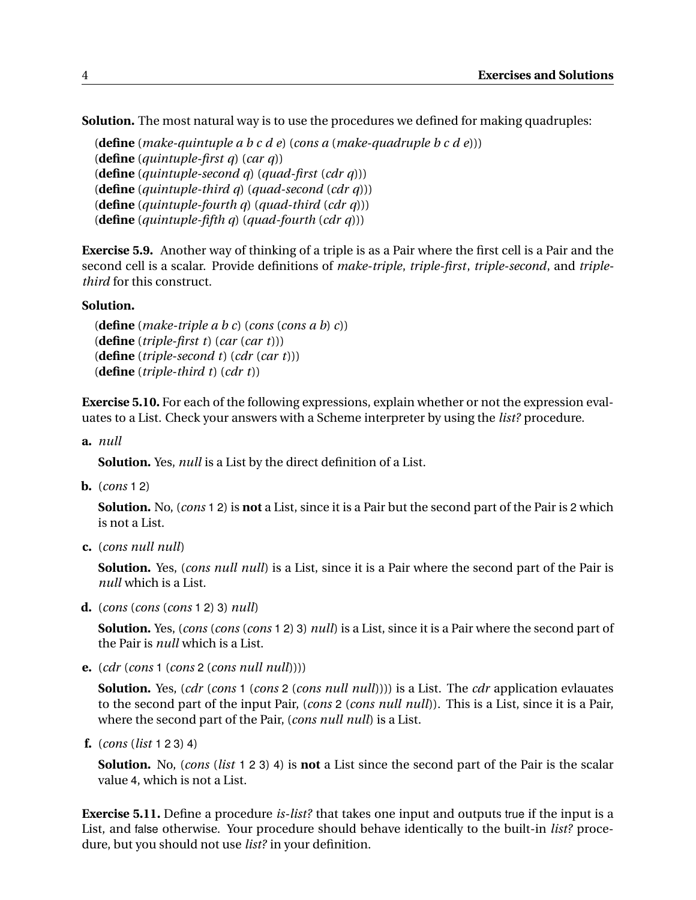**Solution.** The most natural way is to use the procedures we defined for making quadruples:

```
(define (make-quintuple a b c d e) (cons a (make-quadruple b c d e)))
(define (quintuple-first q) (car q))
(define (quintuple-second q) (quad-first (cdr q)))
(define (quintuple-third q) (quad-second (cdr q)))
(define (quintuple-fourth q) (quad-third (cdr q)))
(define (quintuple-fifth q) (quad-fourth (cdr q)))
```

**Exercise 5.9.** Another way of thinking of a triple is as a Pair where the first cell is a Pair and the second cell is a scalar. Provide definitions of *make-triple*, *triple-first*, *triple-second*, and *triple-third* for this construct.

**Solution.**

```
(define (make-triple a b c) (cons (cons a b) c))
(define (triple-first t) (car (car t)))
(define (triple-second t) (cdr (car t)))
(define (triple-third t) (cdr t))
```

**Exercise 5.10.** For each of the following expressions, explain whether or not the expression evaluates to a List. Check your answers with a Scheme interpreter by using the *list?* procedure.

**a.** *null*

**Solution.** Yes, *null* is a List by the direct definition of a List.

**b.** (*cons* 1 2)

**Solution.** No, (*cons* 1 2) is **not** a List, since it is a Pair but the second part of the Pair is 2 which is not a List.

**c.** (*cons null null*)

**Solution.** Yes, (*cons null null*) is a List, since it is a Pair where the second part of the Pair is *null* which is a List.

**d.** (*cons* (*cons* (*cons* 1 2) 3) *null*)

**Solution.** Yes, (*cons* (*cons* (*cons* 1 2) 3) *null*) is a List, since it is a Pair where the second part of the Pair is *null* which is a List.

**e.** (*cdr* (*cons* 1 (*cons* 2 (*cons null null*))))

**Solution.** Yes, (*cdr* (*cons* 1 (*cons* 2 (*cons null null*)))) is a List. The *cdr* application evlauates to the second part of the input Pair, (*cons* 2 (*cons null null*)). This is a List, since it is a Pair, where the second part of the Pair, (*cons null null*) is a List.

**f.** (*cons* (*list* 1 2 3) 4)

**Solution.** No, (*cons* (*list* 1 2 3) 4) is **not** a List since the second part of the Pair is the scalar value 4, which is not a List.

**Exercise 5.11.** Define a procedure *is-list?* that takes one input and outputs true if the input is a List, and false otherwise. Your procedure should behave identically to the built-in *list?* procedure, but you should not use *list?* in your definition.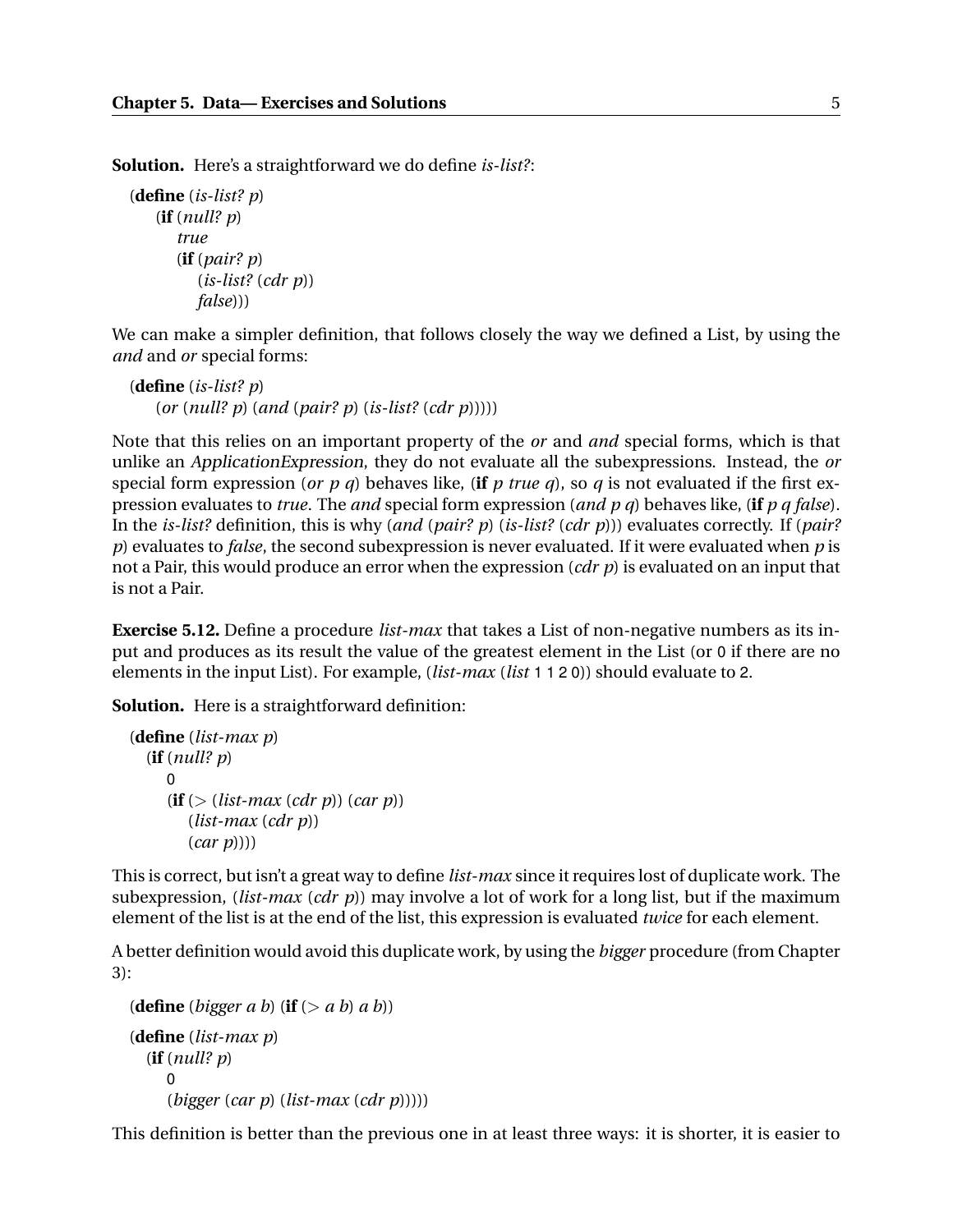**Solution.** Here's a straightforward we do define *is-list?*:

```
(define (is-list? p)
   (if (null? p)
      true
      (if (pair? p)
         (is-list? (cdr p))
         false)))
```

We can make a simpler definition, that follows closely the way we defined a List, by using the *and* and *or* special forms:

```
(define (is-list? p)
   (or (null? p) (and (pair? p) (is-list? (cdr p)))))
```

Note that this relies on an important property of the *or* and *and* special forms, which is that unlike an *ApplicationExpression*, they do not evaluate all the subexpressions. Instead, the *or* special form expression (*or p q*) behaves like, (**if** *p true q*), so *q* is not evaluated if the first expression evaluates to *true*. The *and* special form expression (*and p q*) behaves like, (**if** *p q false*). In the *is-list?* definition, this is why (*and* (*pair? p*) (*is-list?* (*cdr p*))) evaluates correctly. If (*pair? p*) evaluates to *false*, the second subexpression is never evaluated. If it were evaluated when *p* is not a Pair, this would produce an error when the expression (*cdr p*) is evaluated on an input that is not a Pair.

**Exercise 5.12.** Define a procedure *list-max* that takes a List of non-negative numbers as its input and produces as its result the value of the greatest element in the List (or 0 if there are no elements in the input List). For example, (*list-max* (*list* 1 1 2 0)) should evaluate to 2.

**Solution.** Here is a straightforward definition:

```
(define (list-max p)
  (if (null? p)
     0
     (if (> (list-max (cdr p)) (car p))
        (list-max (cdr p))
        (car p))))
```

This is correct, but isn't a great way to define *list-max* since it requires lost of duplicate work. The subexpression, (*list-max* (*cdr p*)) may involve a lot of work for a long list, but if the maximum element of the list is at the end of the list, this expression is evaluated *twice* for each element.

A better definition would avoid this duplicate work, by using the *bigger* procedure (from Chapter 3):

```
(define (bigger a b) (if (> a b) a b))

(define (list-max p)
  (if (null? p)
     0
     (bigger (car p) (list-max (cdr p)))))
```

This definition is better than the previous one in at least three ways: it is shorter, it is easier to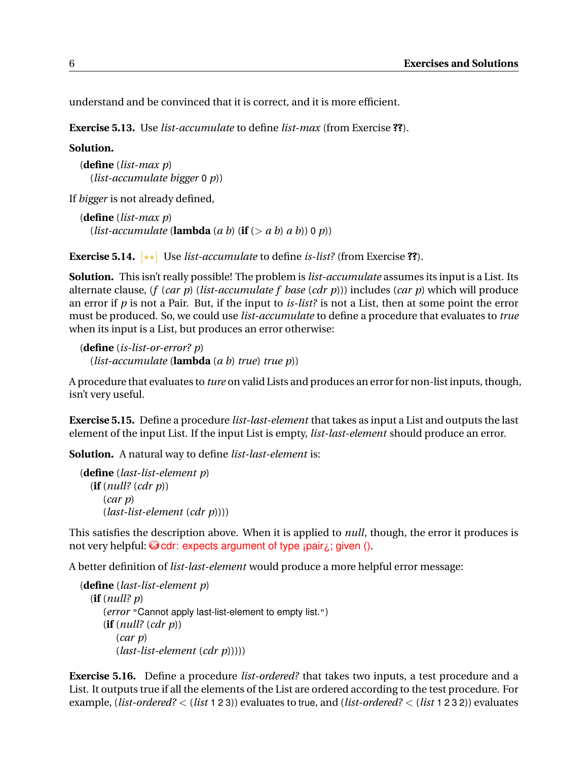understand and be convinced that it is correct, and it is more efficient.

**Exercise 5.13.** Use *list-accumulate* to define *list-max* (from Exercise **??**).

**Solution.**

```
(define (list-max p)
  (list-accumulate bigger 0 p))
```

If *bigger* is not already defined,

```
(define (list-max p)
  (list-accumulate (lambda (a b) (if (> a b) a b)) 0 p))
```

**Exercise 5.14.** [⋆⋆] Use *list-accumulate* to define *is-list?* (from Exercise **??**).

**Solution.** This isn't really possible! The problem is *list-accumulate* assumes its input is a List. Its alternate clause, (*f* (*car p*) (*list-accumulate f base* (*cdr p*))) includes (*car p*) which will produce an error if *p* is not a Pair. But, if the input to *is-list?* is not a List, then at some point the error must be produced. So, we could use *list-accumulate* to define a procedure that evaluates to *true* when its input is a List, but produces an error otherwise:

```
(define (is-list-or-error? p)
  (list-accumulate (lambda (a b) true) true p))
```

A procedure that evaluates to *ture* on valid Lists and produces an error for non-list inputs, though, isn't very useful.

**Exercise 5.15.** Define a procedure *list-last-element* that takes as input a List and outputs the last element of the input List. If the input List is empty, *list-last-element* should produce an error.

**Solution.** A natural way to define *list-last-element* is:

```
(define (last-list-element p)
  (if (null? (cdr p))
      (car p)
      (last-list-element (cdr p))))
```

This satisfies the description above. When it is applied to *null*, though, the error it produces is not very helpful: cdr: expects argument of type ¡pair¿; given ().

A better definition of *list-last-element* would produce a more helpful error message:

```
(define (last-list-element p)
  (if (null? p)
      (error "Cannot apply last-list-element to empty list.")
      (if (null? (cdr p))
          (car p)
          (last-list-element (cdr p)))))
```

**Exercise 5.16.** Define a procedure *list-ordered?* that takes two inputs, a test procedure and a List. It outputs true if all the elements of the List are ordered according to the test procedure. For example, (*list-ordered?* < (*list* 1 2 3)) evaluates to true, and (*list-ordered?* < (*list* 1 2 3 2)) evaluates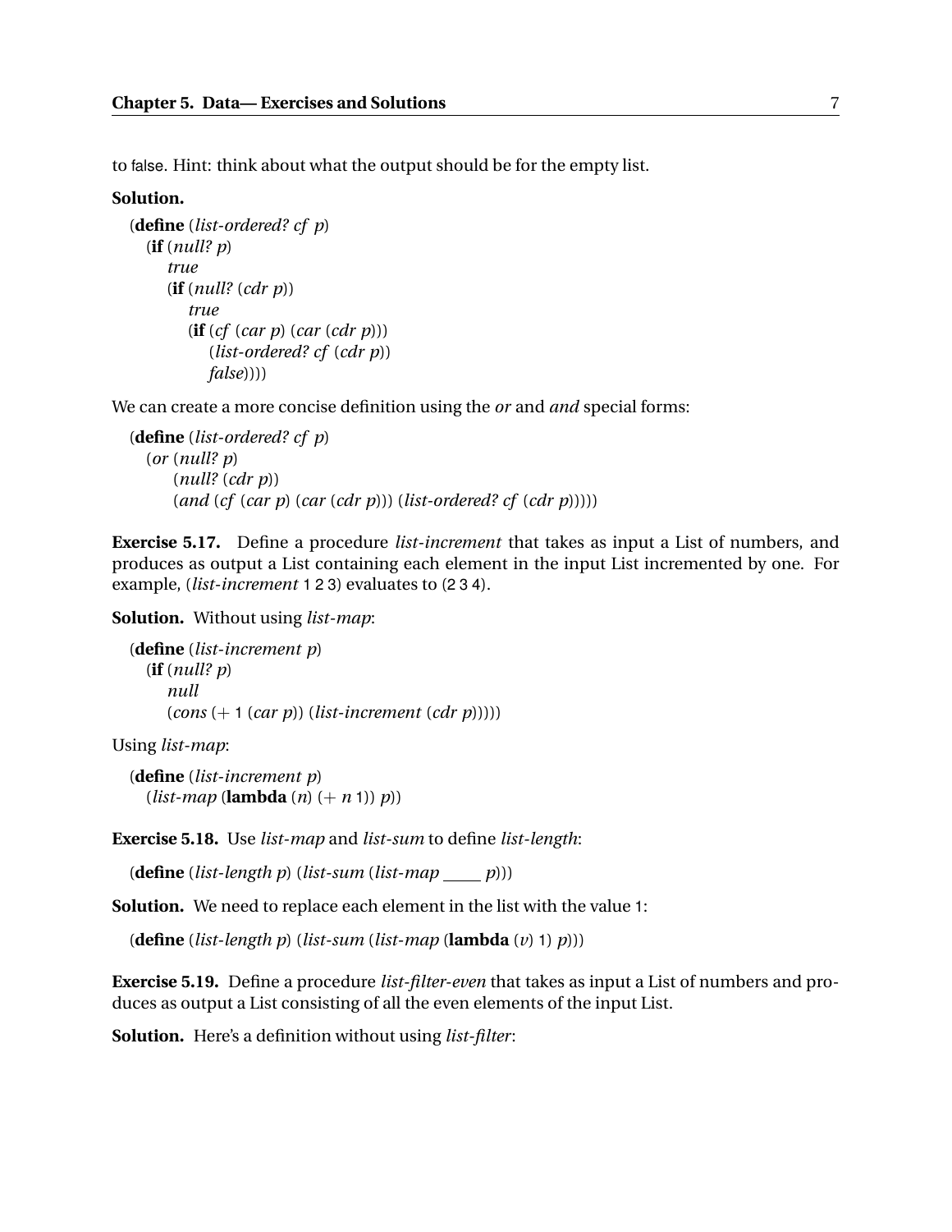to false. Hint: think about what the output should be for the empty list.

**Solution.**

```
(define (list-ordered? cf p)
  (if (null? p)
      true
      (if (null? (cdr p))
          true
          (if (cf (car p) (car (cdr p)))
              (list-ordered? cf (cdr p))
              false))))
```

We can create a more concise definition using the *or* and *and* special forms:

```
(define (list-ordered? cf p)
  (or (null? p)
      (null? (cdr p))
      (and (cf (car p) (car (cdr p))) (list-ordered? cf (cdr p)))))
```

**Exercise 5.17.** Define a procedure *list-increment* that takes as input a List of numbers, and produces as output a List containing each element in the input List incremented by one. For example, (*list-increment* 1 2 3) evaluates to (2 3 4).

**Solution.** Without using *list-map*:

```
(define (list-increment p)
  (if (null? p)
      null
      (cons (+ 1 (car p)) (list-increment (cdr p)))))
```

Using *list-map*:

```
(define (list-increment p)
  (list-map (lambda (n) (+ n 1)) p))
```

**Exercise 5.18.** Use *list-map* and *list-sum* to define *list-length*:

```
(define (list-length p) (list-sum (list-map ____ p)))
```

**Solution.** We need to replace each element in the list with the value 1:

```
(define (list-length p) (list-sum (list-map (lambda (v) 1) p)))
```

**Exercise 5.19.** Define a procedure *list-filter-even* that takes as input a List of numbers and produces as output a List consisting of all the even elements of the input List.

**Solution.** Here's a definition without using *list-filter*: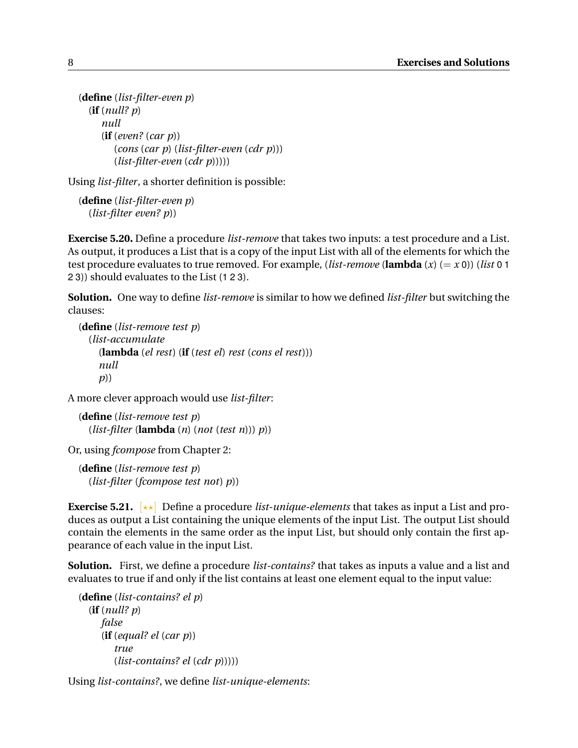```
(define (list-filter-even p)
  (if (null? p)
      null
      (if (even? (car p))
          (cons (car p) (list-filter-even (cdr p)))
          (list-filter-even (cdr p)))))
```

Using *list-filter*, a shorter definition is possible:

```
(define (list-filter-even p)
  (list-filter even? p))
```

**Exercise 5.20.** Define a procedure *list-remove* that takes two inputs: a test procedure and a List. As output, it produces a List that is a copy of the input List with all of the elements for which the test procedure evaluates to true removed. For example, (*list-remove* (**lambda** (*x*) (= *x* 0)) (*list* 0 1 2 3)) should evaluates to the List (1 2 3).

**Solution.** One way to define *list-remove* is similar to how we defined *list-filter* but switching the clauses:

```
(define (list-remove test p)
  (list-accumulate
    (lambda (el rest) (if (test el) rest (cons el rest)))
    null
    p))
```

A more clever approach would use *list-filter*:

```
(define (list-remove test p)
  (list-filter (lambda (n) (not (test n))) p))
```

Or, using *fcompose* from Chapter 2:

```
(define (list-remove test p)
  (list-filter (fcompose test not) p))
```

**Exercise 5.21.** [⋆⋆] Define a procedure *list-unique-elements* that takes as input a List and produces as output a List containing the unique elements of the input List. The output List should contain the elements in the same order as the input List, but should only contain the first appearance of each value in the input List.

**Solution.** First, we define a procedure *list-contains?* that takes as inputs a value and a list and evaluates to true if and only if the list contains at least one element equal to the input value:

```
(define (list-contains? el p)
  (if (null? p)
      false
      (if (equal? el (car p))
          true
          (list-contains? el (cdr p)))))
```

Using *list-contains?*, we define *list-unique-elements*: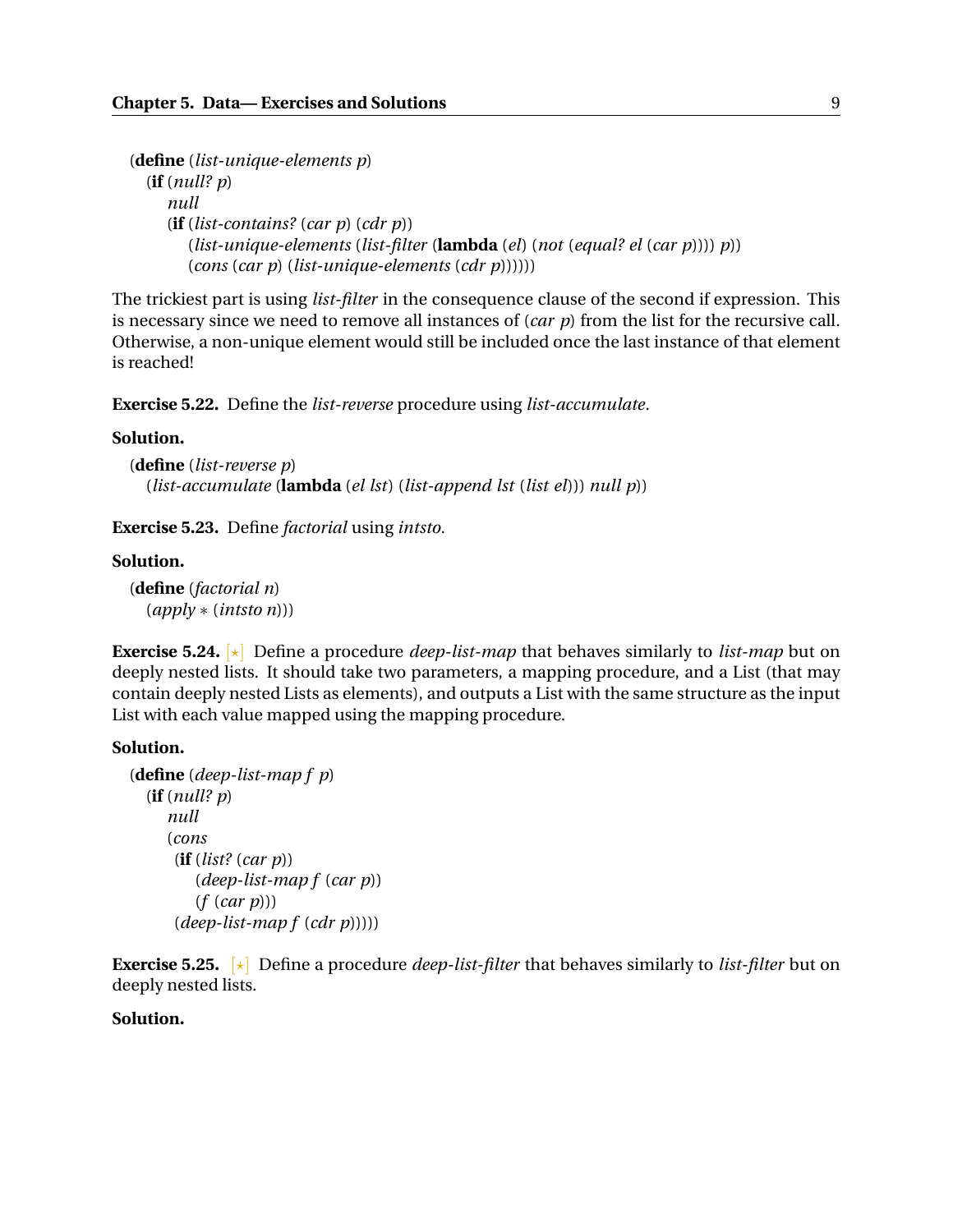```
(define (list-unique-elements p)
  (if (null? p)
      null
      (if (list-contains? (car p) (cdr p))
          (list-unique-elements (list-filter (lambda (el) (not (equal? el (car p)))) p))
          (cons (car p) (list-unique-elements (cdr p))))))
```

The trickiest part is using *list-filter* in the consequence clause of the second if expression. This is necessary since we need to remove all instances of (*car p*) from the list for the recursive call. Otherwise, a non-unique element would still be included once the last instance of that element is reached!

**Exercise 5.22.** Define the *list-reverse* procedure using *list-accumulate*.

**Solution.**

```
(define (list-reverse p)
  (list-accumulate (lambda (el lst) (list-append lst (list el))) null p))
```

**Exercise 5.23.** Define *factorial* using *intsto*.

**Solution.**

```
(define (factorial n)
  (apply * (intsto n)))
```

**Exercise 5.24.** [⋆] Define a procedure *deep-list-map* that behaves similarly to *list-map* but on deeply nested lists. It should take two parameters, a mapping procedure, and a List (that may contain deeply nested Lists as elements), and outputs a List with the same structure as the input List with each value mapped using the mapping procedure.

**Solution.**

```
(define (deep-list-map f p)
  (if (null? p)
      null
      (cons
       (if (list? (car p))
           (deep-list-map f (car p))
           (f (car p)))
       (deep-list-map f (cdr p)))))
```

**Exercise 5.25.** [⋆] Define a procedure *deep-list-filter* that behaves similarly to *list-filter* but on deeply nested lists.

**Solution.**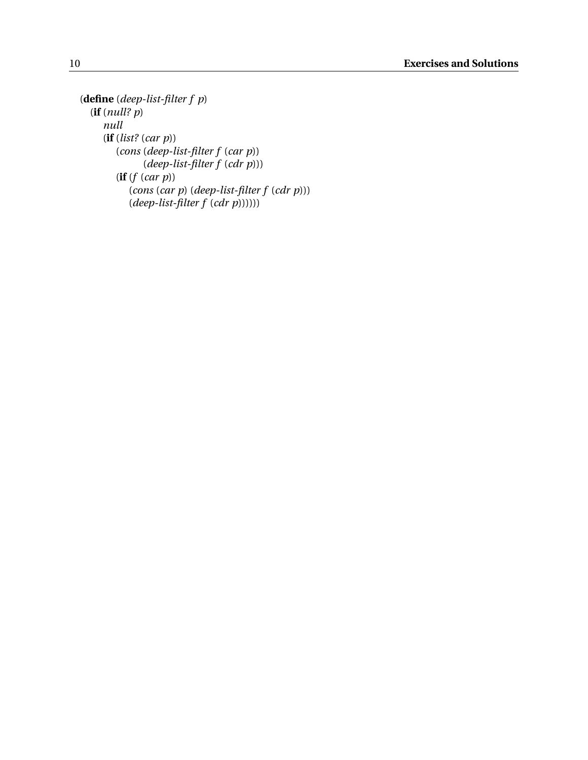```
(define (deep-list-filter f p)
  (if (null? p)
      null
      (if (list? (car p))
          (cons (deep-list-filter f (car p))
                (deep-list-filter f (cdr p)))
          (if (f (car p))
              (cons (car p) (deep-list-filter f (cdr p)))
              (deep-list-filter f (cdr p))))))
```